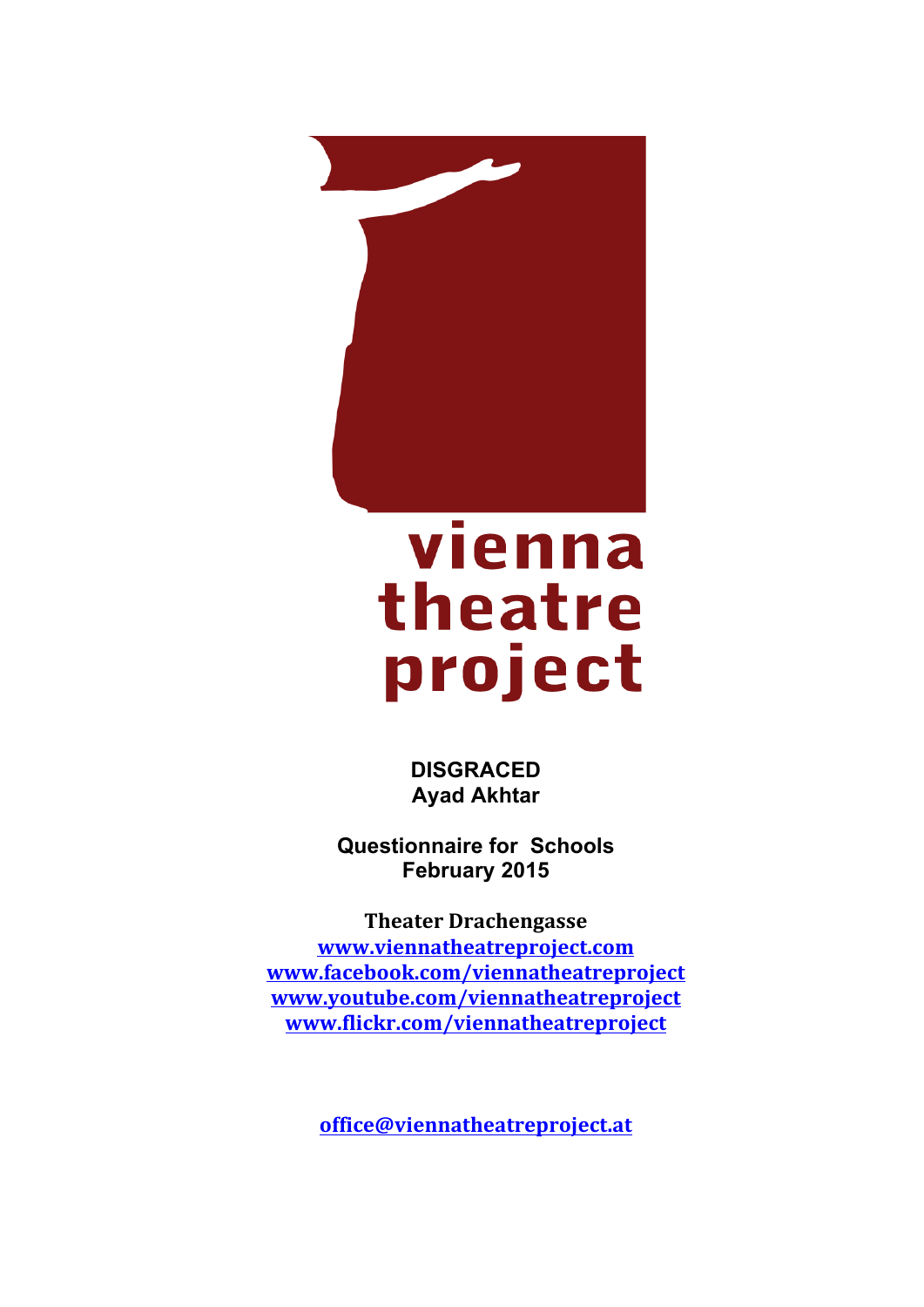vienna theatre project

**DISGRACED**
**Ayad Akhtar**

**Questionnaire for Schools**
**February 2015**

**Theater Drachengasse**
[www.viennatheatreproject.com](http://www.viennatheatreproject.com)
[www.facebook.com/viennatheatreproject](http://www.facebook.com/viennatheatreproject)
[www.youtube.com/viennatheatreproject](http://www.youtube.com/viennatheatreproject)
[www.flickr.com/viennatheatreproject](http://www.flickr.com/viennatheatreproject)

[office@viennatheatreproject.at](mailto:office@viennatheatreproject.at)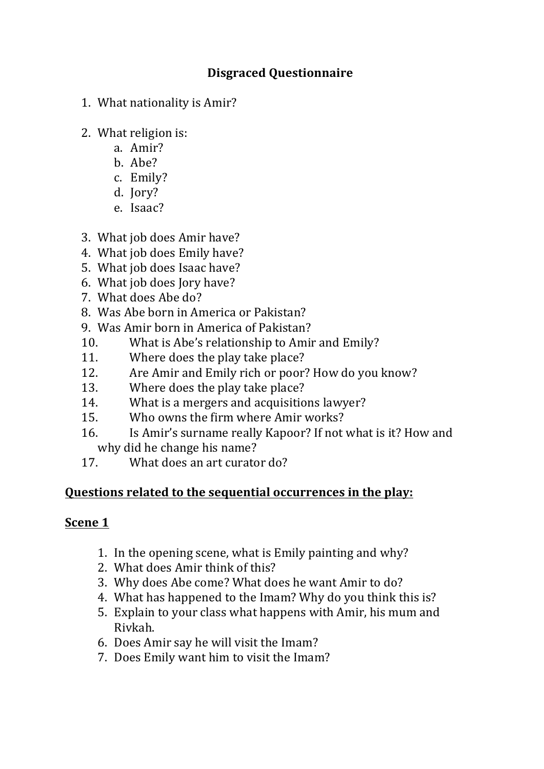**Disgraced Questionnaire**

1. What nationality is Amir?

2. What religion is:
    a. Amir?
    b. Abe?
    c. Emily?
    d. Jory?
    e. Isaac?

3. What job does Amir have?
4. What job does Emily have?
5. What job does Isaac have?
6. What job does Jory have?
7. What does Abe do?
8. Was Abe born in America or Pakistan?
9. Was Amir born in America of Pakistan?
10. What is Abe's relationship to Amir and Emily?
11. Where does the play take place?
12. Are Amir and Emily rich or poor? How do you know?
13. Where does the play take place?
14. What is a mergers and acquisitions lawyer?
15. Who owns the firm where Amir works?
16. Is Amir's surname really Kapoor? If not what is it? How and why did he change his name?
17. What does an art curator do?

**Questions related to the sequential occurrences in the play:**

**Scene 1**

1. In the opening scene, what is Emily painting and why?
2. What does Amir think of this?
3. Why does Abe come? What does he want Amir to do?
4. What has happened to the Imam? Why do you think this is?
5. Explain to your class what happens with Amir, his mum and Rivkah.
6. Does Amir say he will visit the Imam?
7. Does Emily want him to visit the Imam?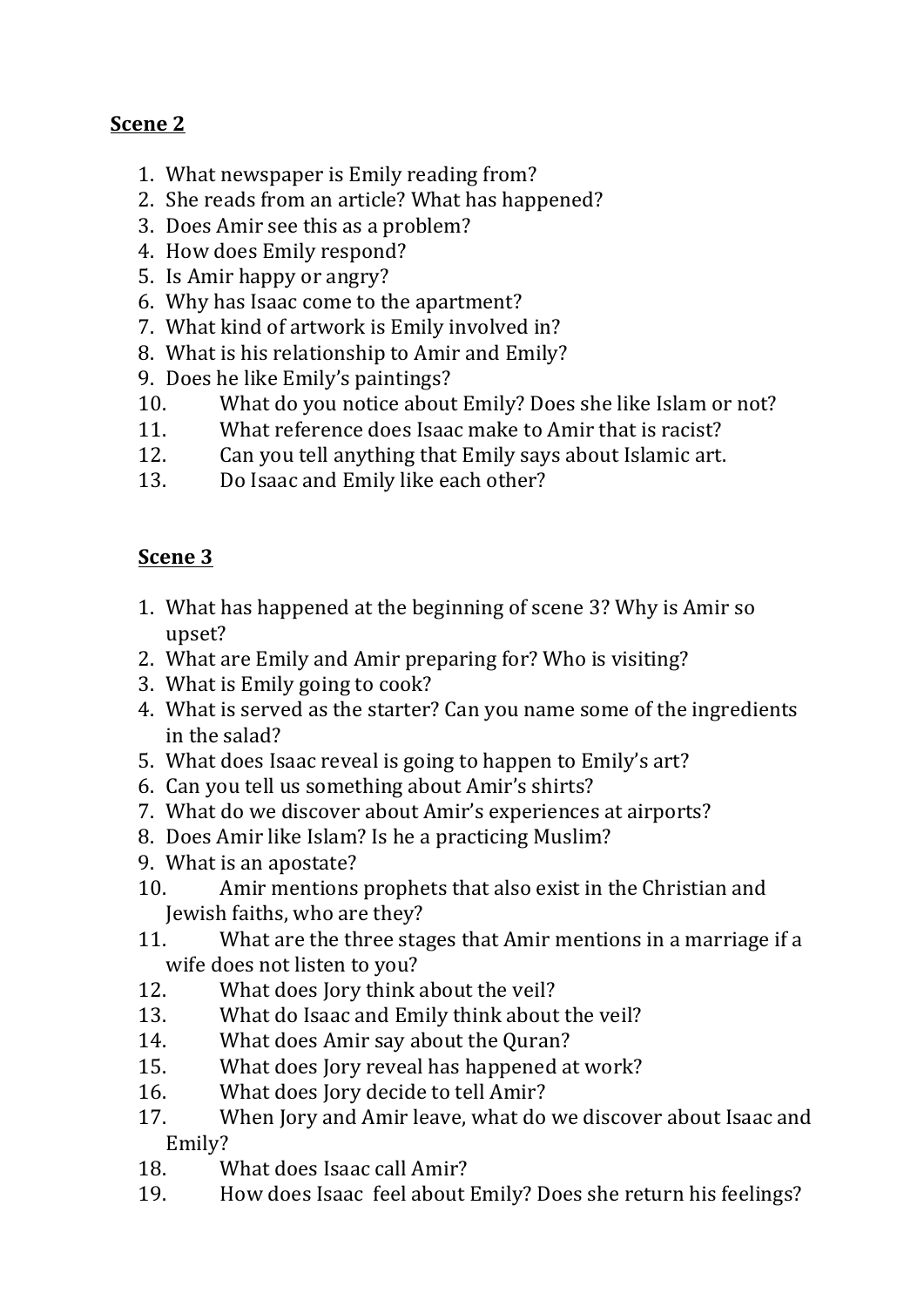**Scene 2**

1. What newspaper is Emily reading from?
2. She reads from an article? What has happened?
3. Does Amir see this as a problem?
4. How does Emily respond?
5. Is Amir happy or angry?
6. Why has Isaac come to the apartment?
7. What kind of artwork is Emily involved in?
8. What is his relationship to Amir and Emily?
9. Does he like Emily's paintings?
10. What do you notice about Emily? Does she like Islam or not?
11. What reference does Isaac make to Amir that is racist?
12. Can you tell anything that Emily says about Islamic art.
13. Do Isaac and Emily like each other?

**Scene 3**

1. What has happened at the beginning of scene 3? Why is Amir so upset?
2. What are Emily and Amir preparing for? Who is visiting?
3. What is Emily going to cook?
4. What is served as the starter? Can you name some of the ingredients in the salad?
5. What does Isaac reveal is going to happen to Emily's art?
6. Can you tell us something about Amir's shirts?
7. What do we discover about Amir's experiences at airports?
8. Does Amir like Islam? Is he a practicing Muslim?
9. What is an apostate?
10. Amir mentions prophets that also exist in the Christian and Jewish faiths, who are they?
11. What are the three stages that Amir mentions in a marriage if a wife does not listen to you?
12. What does Jory think about the veil?
13. What do Isaac and Emily think about the veil?
14. What does Amir say about the Quran?
15. What does Jory reveal has happened at work?
16. What does Jory decide to tell Amir?
17. When Jory and Amir leave, what do we discover about Isaac and Emily?
18. What does Isaac call Amir?
19. How does Isaac feel about Emily? Does she return his feelings?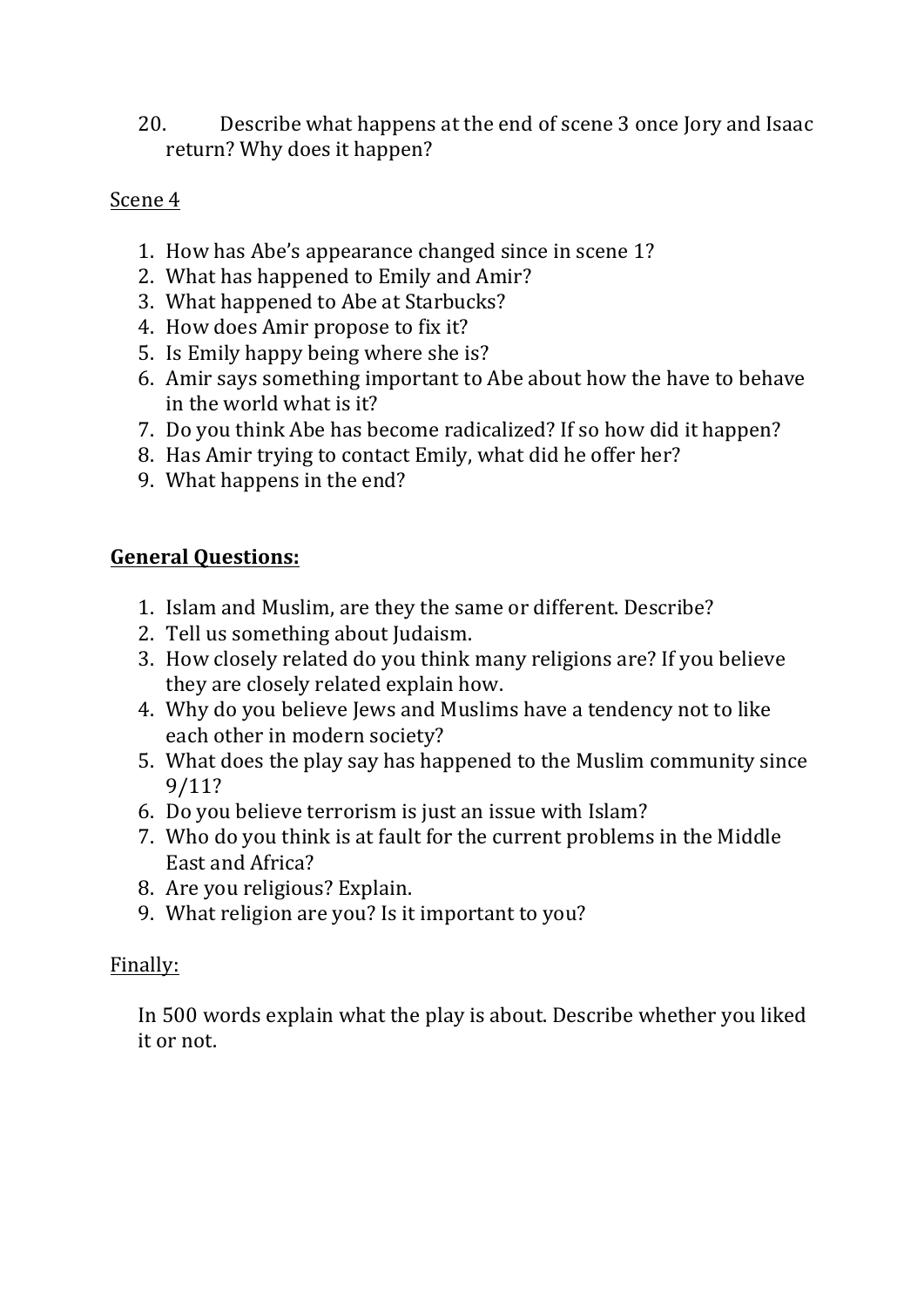20. Describe what happens at the end of scene 3 once Jory and Isaac return? Why does it happen?

<u>Scene 4</u>

1. How has Abe's appearance changed since in scene 1?
2. What has happened to Emily and Amir?
3. What happened to Abe at Starbucks?
4. How does Amir propose to fix it?
5. Is Emily happy being where she is?
6. Amir says something important to Abe about how the have to behave in the world what is it?
7. Do you think Abe has become radicalized? If so how did it happen?
8. Has Amir trying to contact Emily, what did he offer her?
9. What happens in the end?

**<u>General Questions:</u>**

1. Islam and Muslim, are they the same or different. Describe?
2. Tell us something about Judaism.
3. How closely related do you think many religions are? If you believe they are closely related explain how.
4. Why do you believe Jews and Muslims have a tendency not to like each other in modern society?
5. What does the play say has happened to the Muslim community since 9/11?
6. Do you believe terrorism is just an issue with Islam?
7. Who do you think is at fault for the current problems in the Middle East and Africa?
8. Are you religious? Explain.
9. What religion are you? Is it important to you?

<u>Finally:</u>

In 500 words explain what the play is about. Describe whether you liked it or not.